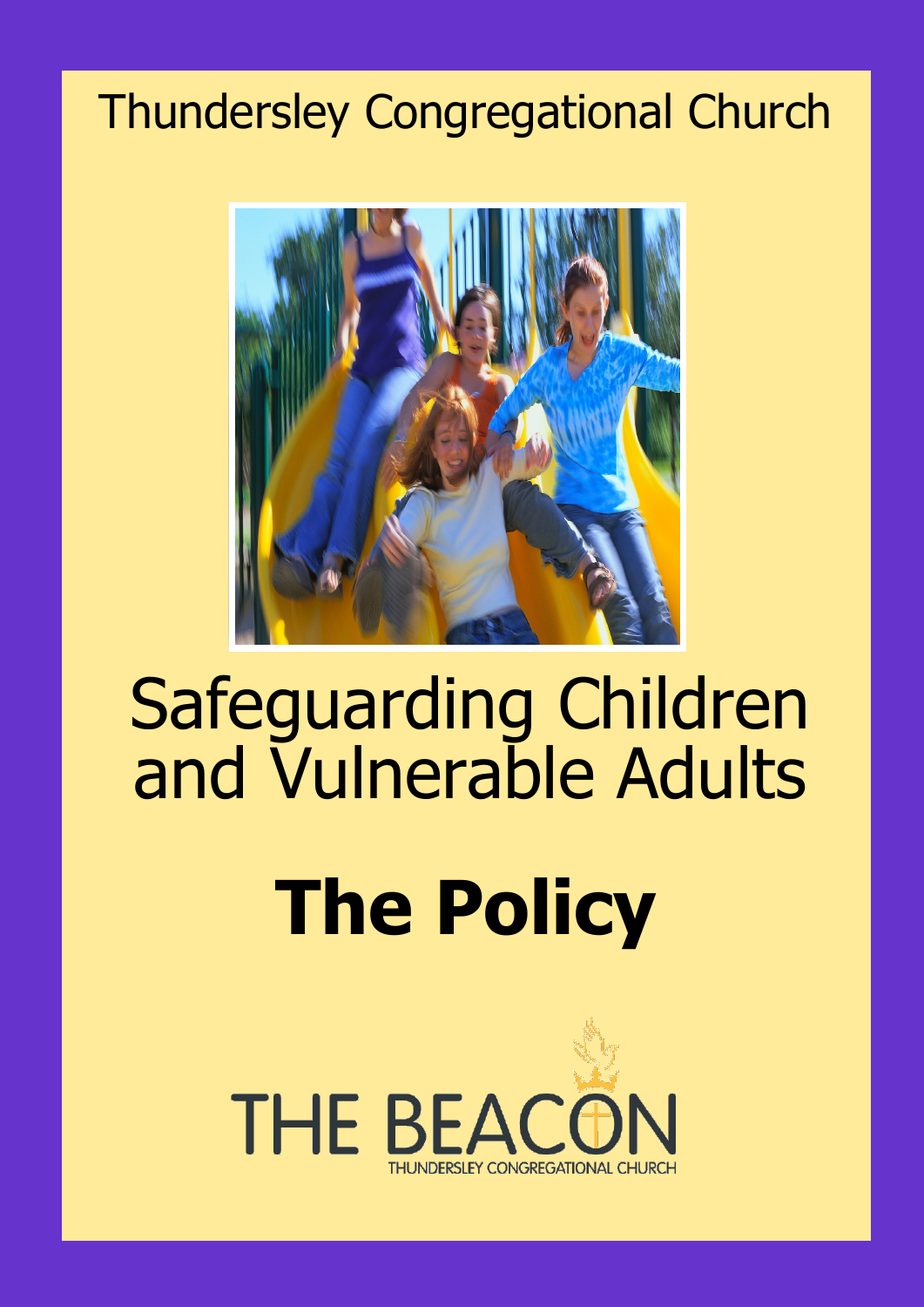Thundersley Congregational Church

# Safeguarding Children and Vulnerable Adults

# The Policy

THE BEACON

THUNDERSLEY CONGREGATIONAL CHURCH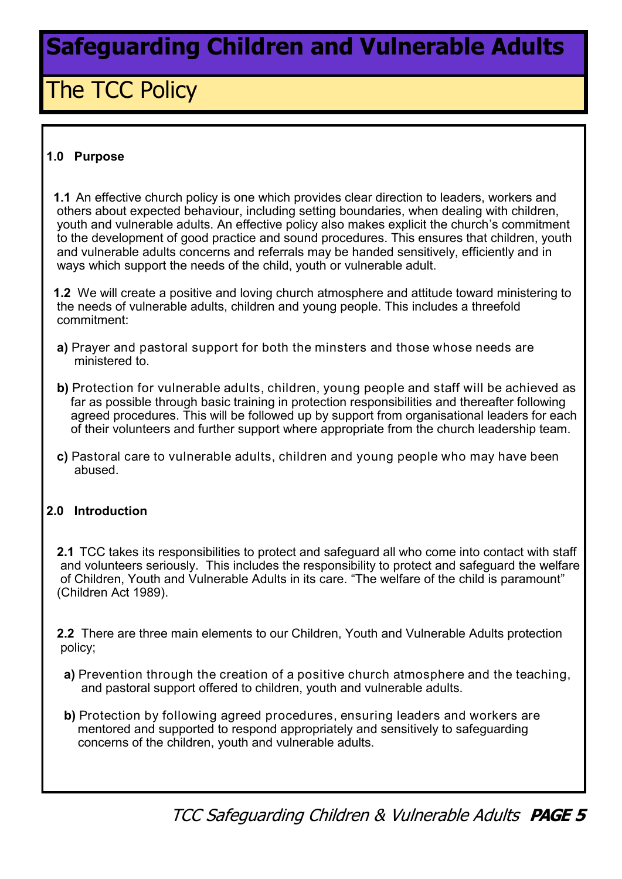# Safeguarding Children and Vulnerable Adults

## The TCC Policy

### 1.0 Purpose

**1.1** An effective church policy is one which provides clear direction to leaders, workers and others about expected behaviour, including setting boundaries, when dealing with children, youth and vulnerable adults. An effective policy also makes explicit the church's commitment to the development of good practice and sound procedures. This ensures that children, youth and vulnerable adults concerns and referrals may be handed sensitively, efficiently and in ways which support the needs of the child, youth or vulnerable adult.

**1.2** We will create a positive and loving church atmosphere and attitude toward ministering to the needs of vulnerable adults, children and young people. This includes a threefold commitment:

**a)** Prayer and pastoral support for both the minsters and those whose needs are ministered to.

**b)** Protection for vulnerable adults, children, young people and staff will be achieved as far as possible through basic training in protection responsibilities and thereafter following agreed procedures. This will be followed up by support from organisational leaders for each of their volunteers and further support where appropriate from the church leadership team.

**c)** Pastoral care to vulnerable adults, children and young people who may have been abused.

### 2.0 Introduction

**2.1** TCC takes its responsibilities to protect and safeguard all who come into contact with staff and volunteers seriously. This includes the responsibility to protect and safeguard the welfare of Children, Youth and Vulnerable Adults in its care. "The welfare of the child is paramount" (Children Act 1989).

**2.2** There are three main elements to our Children, Youth and Vulnerable Adults protection policy;

**a)** Prevention through the creation of a positive church atmosphere and the teaching, and pastoral support offered to children, youth and vulnerable adults.

**b)** Protection by following agreed procedures, ensuring leaders and workers are mentored and supported to respond appropriately and sensitively to safeguarding concerns of the children, youth and vulnerable adults.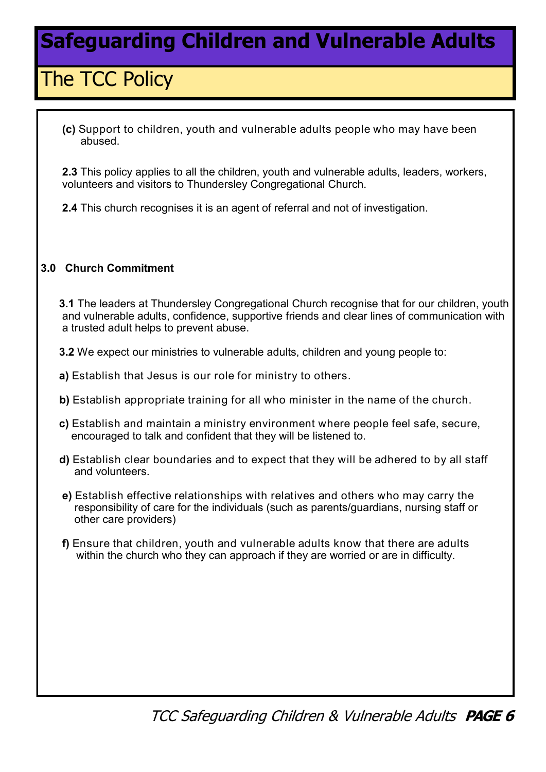# Safeguarding Children and Vulnerable Adults

## The TCC Policy

**(c)** Support to children, youth and vulnerable adults people who may have been abused.

**2.3** This policy applies to all the children, youth and vulnerable adults, leaders, workers, volunteers and visitors to Thundersley Congregational Church.

**2.4** This church recognises it is an agent of referral and not of investigation.

### 3.0 Church Commitment

**3.1** The leaders at Thundersley Congregational Church recognise that for our children, youth and vulnerable adults, confidence, supportive friends and clear lines of communication with a trusted adult helps to prevent abuse.

**3.2** We expect our ministries to vulnerable adults, children and young people to:

**a)** Establish that Jesus is our role for ministry to others.

**b)** Establish appropriate training for all who minister in the name of the church.

**c)** Establish and maintain a ministry environment where people feel safe, secure, encouraged to talk and confident that they will be listened to.

**d)** Establish clear boundaries and to expect that they will be adhered to by all staff and volunteers.

**e)** Establish effective relationships with relatives and others who may carry the responsibility of care for the individuals (such as parents/guardians, nursing staff or other care providers)

**f)** Ensure that children, youth and vulnerable adults know that there are adults within the church who they can approach if they are worried or are in difficulty.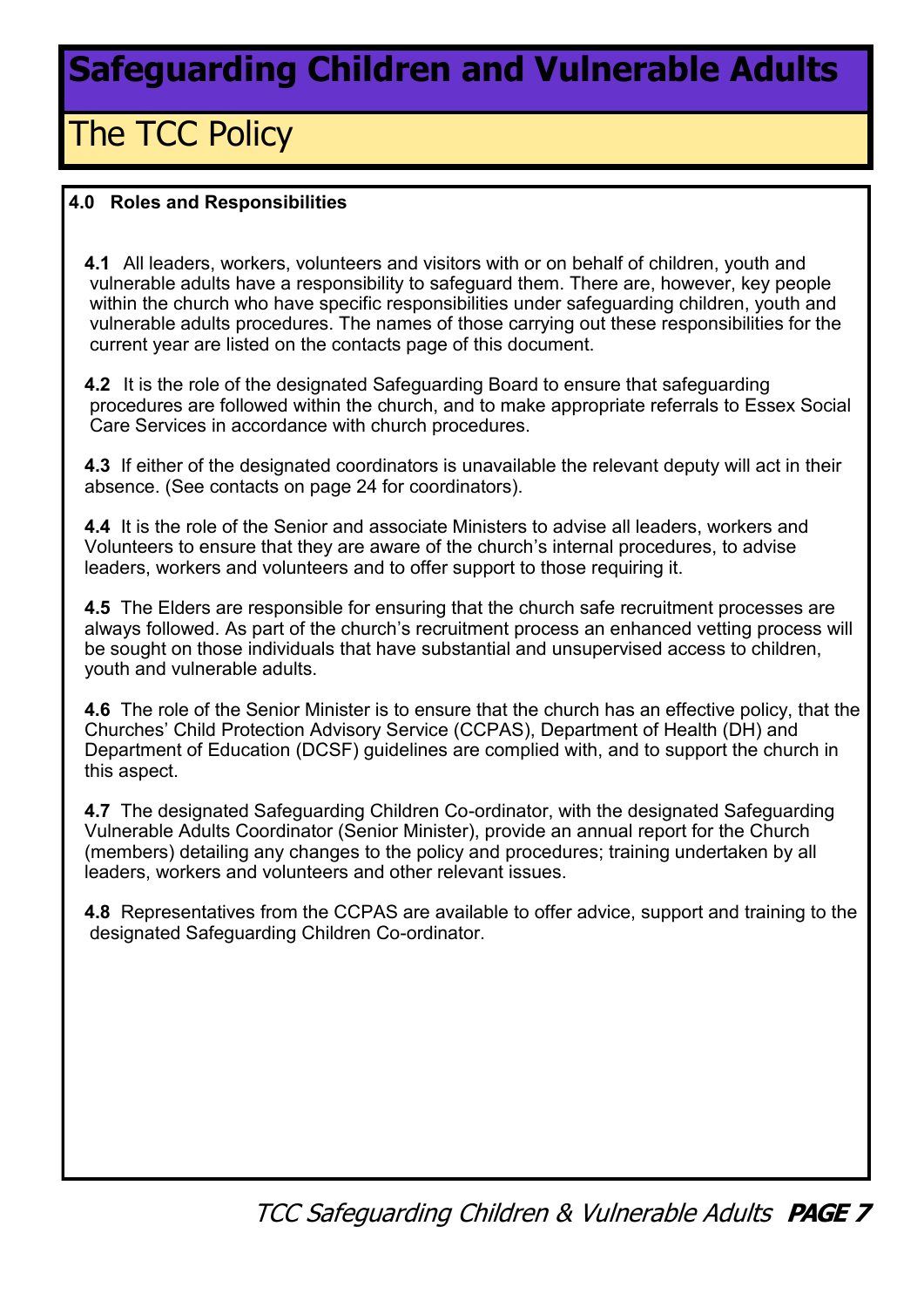# Safeguarding Children and Vulnerable Adults

## The TCC Policy

### 4.0 Roles and Responsibilities

**4.1** All leaders, workers, volunteers and visitors with or on behalf of children, youth and vulnerable adults have a responsibility to safeguard them. There are, however, key people within the church who have specific responsibilities under safeguarding children, youth and vulnerable adults procedures. The names of those carrying out these responsibilities for the current year are listed on the contacts page of this document.

**4.2** It is the role of the designated Safeguarding Board to ensure that safeguarding procedures are followed within the church, and to make appropriate referrals to Essex Social Care Services in accordance with church procedures.

**4.3** If either of the designated coordinators is unavailable the relevant deputy will act in their absence. (See contacts on page 24 for coordinators).

**4.4** It is the role of the Senior and associate Ministers to advise all leaders, workers and Volunteers to ensure that they are aware of the church's internal procedures, to advise leaders, workers and volunteers and to offer support to those requiring it.

**4.5** The Elders are responsible for ensuring that the church safe recruitment processes are always followed. As part of the church's recruitment process an enhanced vetting process will be sought on those individuals that have substantial and unsupervised access to children, youth and vulnerable adults.

**4.6** The role of the Senior Minister is to ensure that the church has an effective policy, that the Churches' Child Protection Advisory Service (CCPAS), Department of Health (DH) and Department of Education (DCSF) guidelines are complied with, and to support the church in this aspect.

**4.7** The designated Safeguarding Children Co-ordinator, with the designated Safeguarding Vulnerable Adults Coordinator (Senior Minister), provide an annual report for the Church (members) detailing any changes to the policy and procedures; training undertaken by all leaders, workers and volunteers and other relevant issues.

**4.8** Representatives from the CCPAS are available to offer advice, support and training to the designated Safeguarding Children Co-ordinator.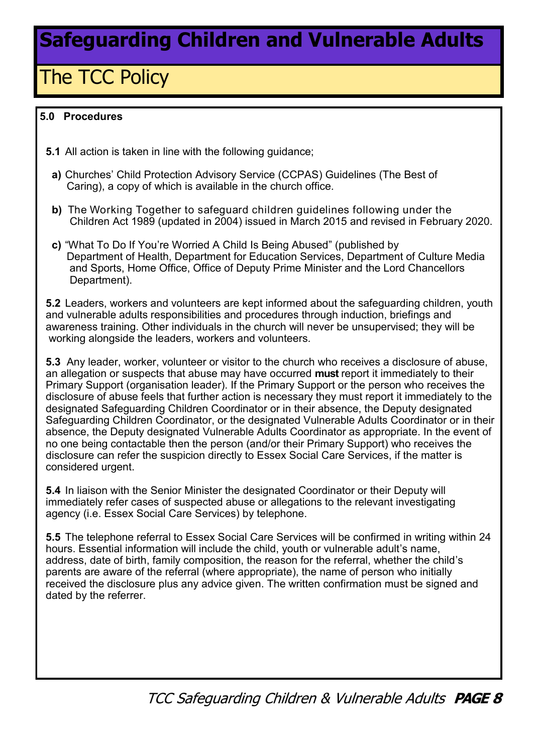# Safeguarding Children and Vulnerable Adults

## The TCC Policy

**5.0 Procedures**

**5.1** All action is taken in line with the following guidance;

**a)** Churches' Child Protection Advisory Service (CCPAS) Guidelines (The Best of Caring), a copy of which is available in the church office.

**b)** The Working Together to safeguard children guidelines following under the Children Act 1989 (updated in 2004) issued in March 2015 and revised in February 2020.

**c)** "What To Do If You're Worried A Child Is Being Abused" (published by Department of Health, Department for Education Services, Department of Culture Media and Sports, Home Office, Office of Deputy Prime Minister and the Lord Chancellors Department).

**5.2** Leaders, workers and volunteers are kept informed about the safeguarding children, youth and vulnerable adults responsibilities and procedures through induction, briefings and awareness training. Other individuals in the church will never be unsupervised; they will be working alongside the leaders, workers and volunteers.

**5.3** Any leader, worker, volunteer or visitor to the church who receives a disclosure of abuse, an allegation or suspects that abuse may have occurred **must** report it immediately to their Primary Support (organisation leader). If the Primary Support or the person who receives the disclosure of abuse feels that further action is necessary they must report it immediately to the designated Safeguarding Children Coordinator or in their absence, the Deputy designated Safeguarding Children Coordinator, or the designated Vulnerable Adults Coordinator or in their absence, the Deputy designated Vulnerable Adults Coordinator as appropriate. In the event of no one being contactable then the person (and/or their Primary Support) who receives the disclosure can refer the suspicion directly to Essex Social Care Services, if the matter is considered urgent.

**5.4** In liaison with the Senior Minister the designated Coordinator or their Deputy will immediately refer cases of suspected abuse or allegations to the relevant investigating agency (i.e. Essex Social Care Services) by telephone.

**5.5** The telephone referral to Essex Social Care Services will be confirmed in writing within 24 hours. Essential information will include the child, youth or vulnerable adult's name, address, date of birth, family composition, the reason for the referral, whether the child's parents are aware of the referral (where appropriate), the name of person who initially received the disclosure plus any advice given. The written confirmation must be signed and dated by the referrer.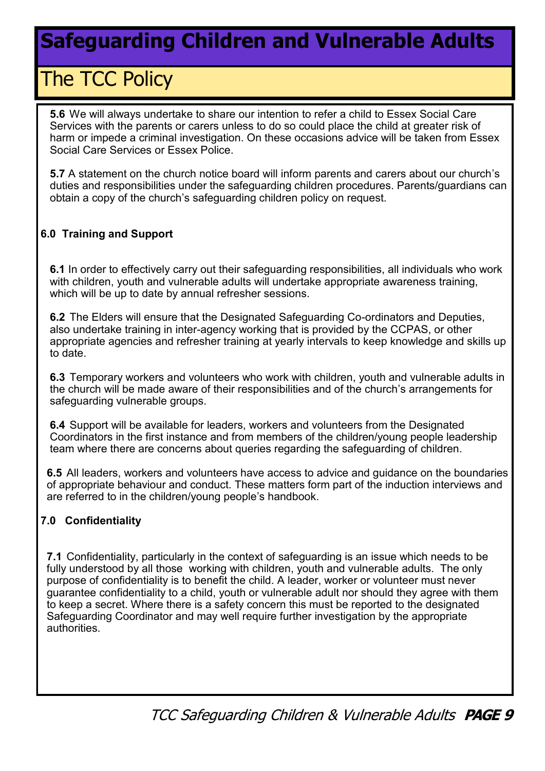**5.6** We will always undertake to share our intention to refer a child to Essex Social Care Services with the parents or carers unless to do so could place the child at greater risk of harm or impede a criminal investigation. On these occasions advice will be taken from Essex Social Care Services or Essex Police.

**5.7** A statement on the church notice board will inform parents and carers about our church's duties and responsibilities under the safeguarding children procedures. Parents/guardians can obtain a copy of the church's safeguarding children policy on request.

### 6.0 Training and Support

**6.1** In order to effectively carry out their safeguarding responsibilities, all individuals who work with children, youth and vulnerable adults will undertake appropriate awareness training, which will be up to date by annual refresher sessions.

**6.2** The Elders will ensure that the Designated Safeguarding Co-ordinators and Deputies, also undertake training in inter-agency working that is provided by the CCPAS, or other appropriate agencies and refresher training at yearly intervals to keep knowledge and skills up to date.

**6.3** Temporary workers and volunteers who work with children, youth and vulnerable adults in the church will be made aware of their responsibilities and of the church's arrangements for safeguarding vulnerable groups.

**6.4** Support will be available for leaders, workers and volunteers from the Designated Coordinators in the first instance and from members of the children/young people leadership team where there are concerns about queries regarding the safeguarding of children.

**6.5** All leaders, workers and volunteers have access to advice and guidance on the boundaries of appropriate behaviour and conduct. These matters form part of the induction interviews and are referred to in the children/young people's handbook.

### 7.0 Confidentiality

**7.1** Confidentiality, particularly in the context of safeguarding is an issue which needs to be fully understood by all those working with children, youth and vulnerable adults. The only purpose of confidentiality is to benefit the child. A leader, worker or volunteer must never guarantee confidentiality to a child, youth or vulnerable adult nor should they agree with them to keep a secret. Where there is a safety concern this must be reported to the designated Safeguarding Coordinator and may well require further investigation by the appropriate authorities.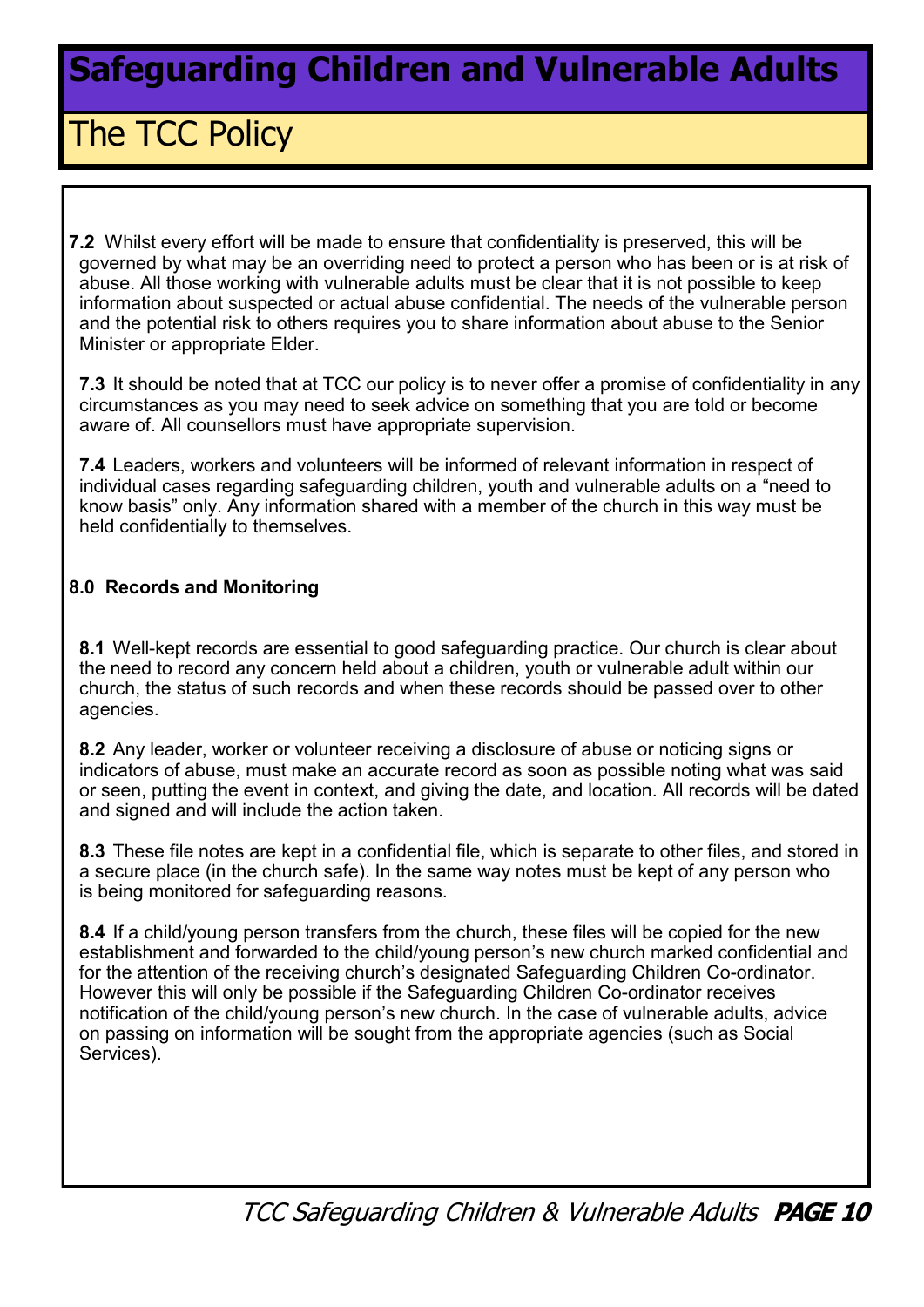**7.2** Whilst every effort will be made to ensure that confidentiality is preserved, this will be governed by what may be an overriding need to protect a person who has been or is at risk of abuse. All those working with vulnerable adults must be clear that it is not possible to keep information about suspected or actual abuse confidential. The needs of the vulnerable person and the potential risk to others requires you to share information about abuse to the Senior Minister or appropriate Elder.

**7.3** It should be noted that at TCC our policy is to never offer a promise of confidentiality in any circumstances as you may need to seek advice on something that you are told or become aware of. All counsellors must have appropriate supervision.

**7.4** Leaders, workers and volunteers will be informed of relevant information in respect of individual cases regarding safeguarding children, youth and vulnerable adults on a "need to know basis" only. Any information shared with a member of the church in this way must be held confidentially to themselves.

**8.0 Records and Monitoring**

**8.1** Well-kept records are essential to good safeguarding practice. Our church is clear about the need to record any concern held about a children, youth or vulnerable adult within our church, the status of such records and when these records should be passed over to other agencies.

**8.2** Any leader, worker or volunteer receiving a disclosure of abuse or noticing signs or indicators of abuse, must make an accurate record as soon as possible noting what was said or seen, putting the event in context, and giving the date, and location. All records will be dated and signed and will include the action taken.

**8.3** These file notes are kept in a confidential file, which is separate to other files, and stored in a secure place (in the church safe). In the same way notes must be kept of any person who is being monitored for safeguarding reasons.

**8.4** If a child/young person transfers from the church, these files will be copied for the new establishment and forwarded to the child/young person's new church marked confidential and for the attention of the receiving church's designated Safeguarding Children Co-ordinator. However this will only be possible if the Safeguarding Children Co-ordinator receives notification of the child/young person's new church. In the case of vulnerable adults, advice on passing on information will be sought from the appropriate agencies (such as Social Services).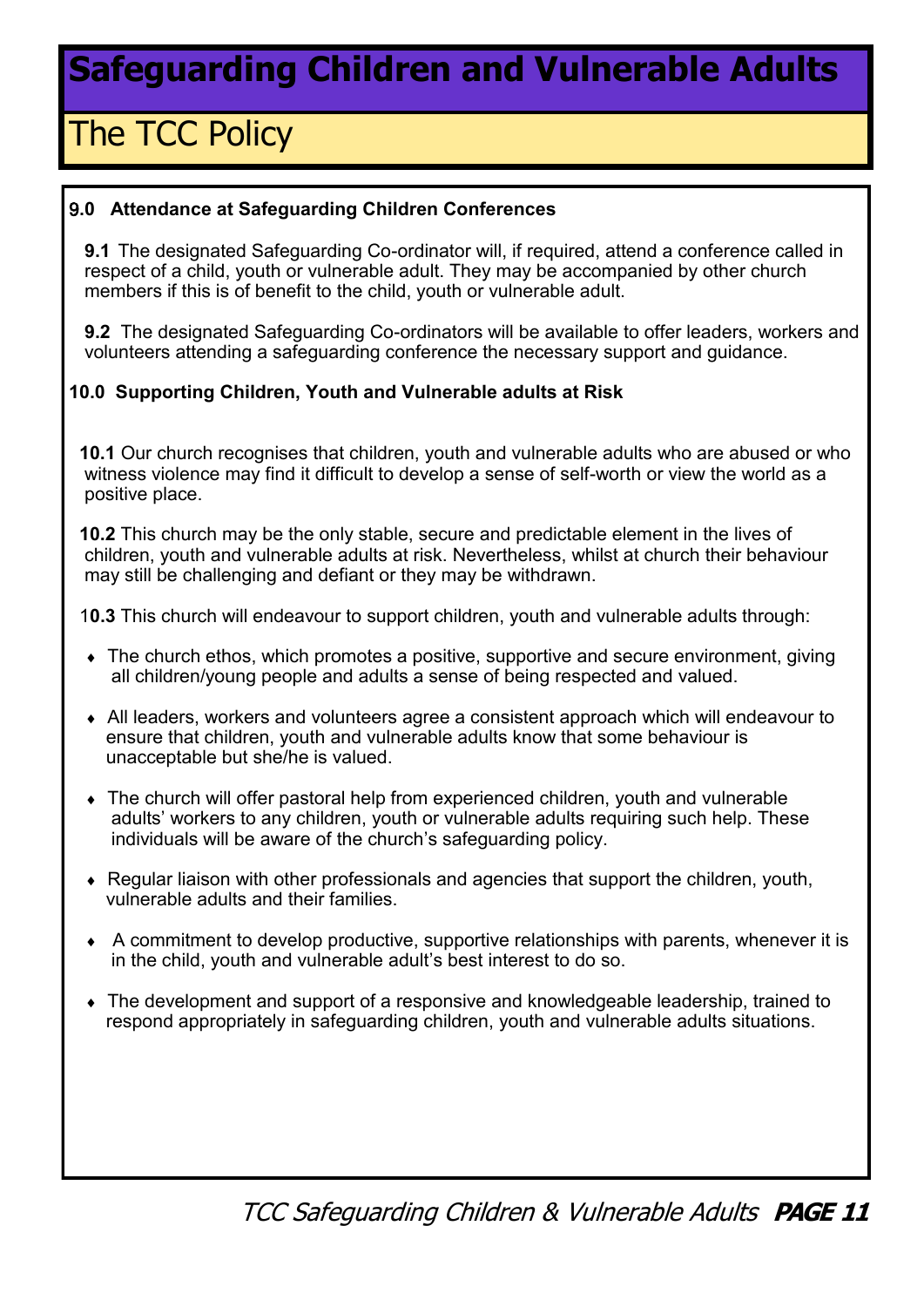## 9.0 Attendance at Safeguarding Children Conferences

**9.1** The designated Safeguarding Co-ordinator will, if required, attend a conference called in respect of a child, youth or vulnerable adult. They may be accompanied by other church members if this is of benefit to the child, youth or vulnerable adult.

**9.2** The designated Safeguarding Co-ordinators will be available to offer leaders, workers and volunteers attending a safeguarding conference the necessary support and guidance.

## 10.0 Supporting Children, Youth and Vulnerable adults at Risk

**10.1** Our church recognises that children, youth and vulnerable adults who are abused or who witness violence may find it difficult to develop a sense of self-worth or view the world as a positive place.

**10.2** This church may be the only stable, secure and predictable element in the lives of children, youth and vulnerable adults at risk. Nevertheless, whilst at church their behaviour may still be challenging and defiant or they may be withdrawn.

**10.3** This church will endeavour to support children, youth and vulnerable adults through:

- The church ethos, which promotes a positive, supportive and secure environment, giving all children/young people and adults a sense of being respected and valued.
- All leaders, workers and volunteers agree a consistent approach which will endeavour to ensure that children, youth and vulnerable adults know that some behaviour is unacceptable but she/he is valued.
- The church will offer pastoral help from experienced children, youth and vulnerable adults' workers to any children, youth or vulnerable adults requiring such help. These individuals will be aware of the church's safeguarding policy.
- Regular liaison with other professionals and agencies that support the children, youth, vulnerable adults and their families.
- A commitment to develop productive, supportive relationships with parents, whenever it is in the child, youth and vulnerable adult's best interest to do so.
- The development and support of a responsive and knowledgeable leadership, trained to respond appropriately in safeguarding children, youth and vulnerable adults situations.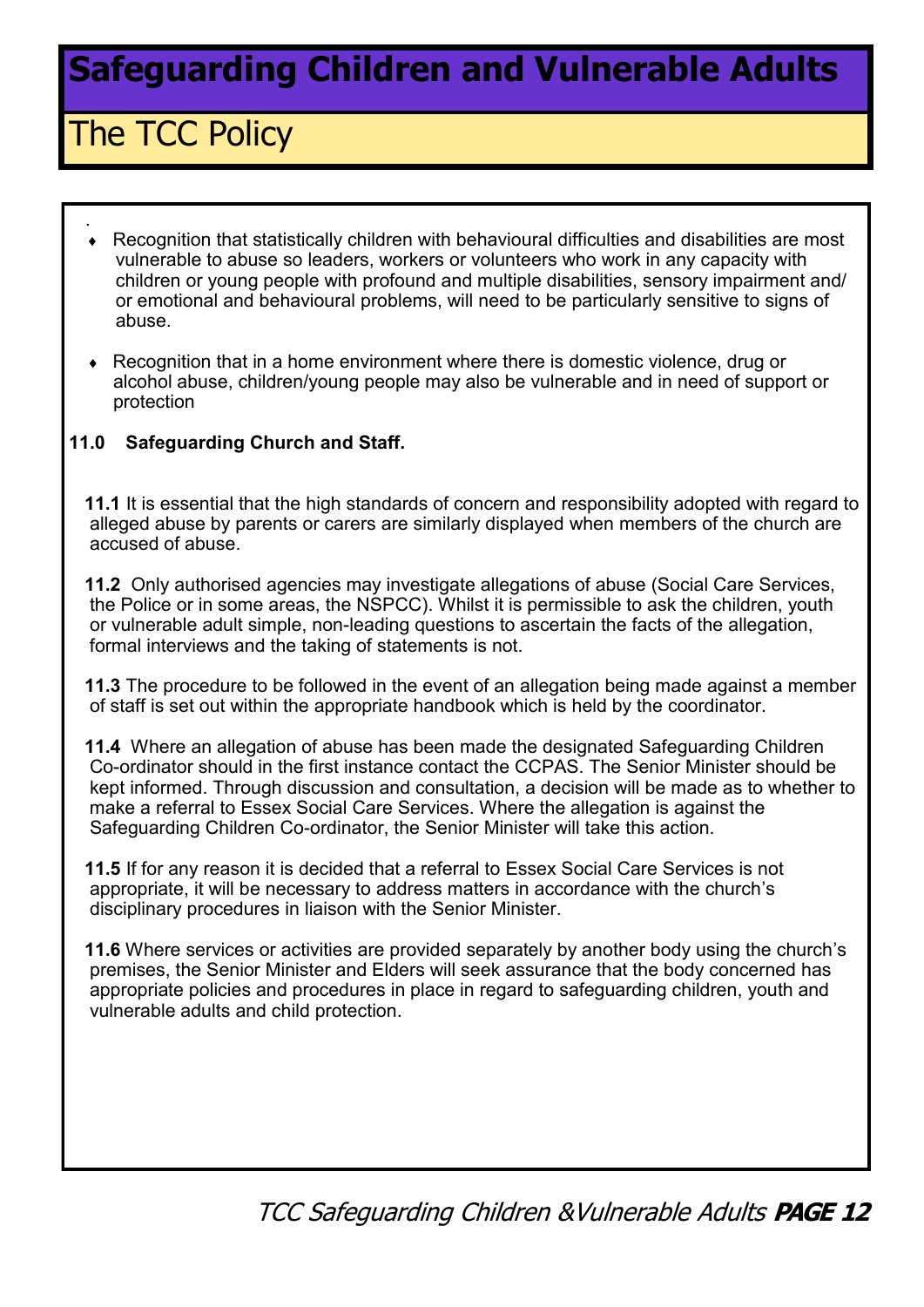- Recognition that statistically children with behavioural difficulties and disabilities are most vulnerable to abuse so leaders, workers or volunteers who work in any capacity with children or young people with profound and multiple disabilities, sensory impairment and/ or emotional and behavioural problems, will need to be particularly sensitive to signs of abuse.

- Recognition that in a home environment where there is domestic violence, drug or alcohol abuse, children/young people may also be vulnerable and in need of support or protection

**11.0 Safeguarding Church and Staff.**

**11.1** It is essential that the high standards of concern and responsibility adopted with regard to alleged abuse by parents or carers are similarly displayed when members of the church are accused of abuse.

**11.2** Only authorised agencies may investigate allegations of abuse (Social Care Services, the Police or in some areas, the NSPCC). Whilst it is permissible to ask the children, youth or vulnerable adult simple, non-leading questions to ascertain the facts of the allegation, formal interviews and the taking of statements is not.

**11.3** The procedure to be followed in the event of an allegation being made against a member of staff is set out within the appropriate handbook which is held by the coordinator.

**11.4** Where an allegation of abuse has been made the designated Safeguarding Children Co-ordinator should in the first instance contact the CCPAS. The Senior Minister should be kept informed. Through discussion and consultation, a decision will be made as to whether to make a referral to Essex Social Care Services. Where the allegation is against the Safeguarding Children Co-ordinator, the Senior Minister will take this action.

**11.5** If for any reason it is decided that a referral to Essex Social Care Services is not appropriate, it will be necessary to address matters in accordance with the church's disciplinary procedures in liaison with the Senior Minister.

**11.6** Where services or activities are provided separately by another body using the church's premises, the Senior Minister and Elders will seek assurance that the body concerned has appropriate policies and procedures in place in regard to safeguarding children, youth and vulnerable adults and child protection.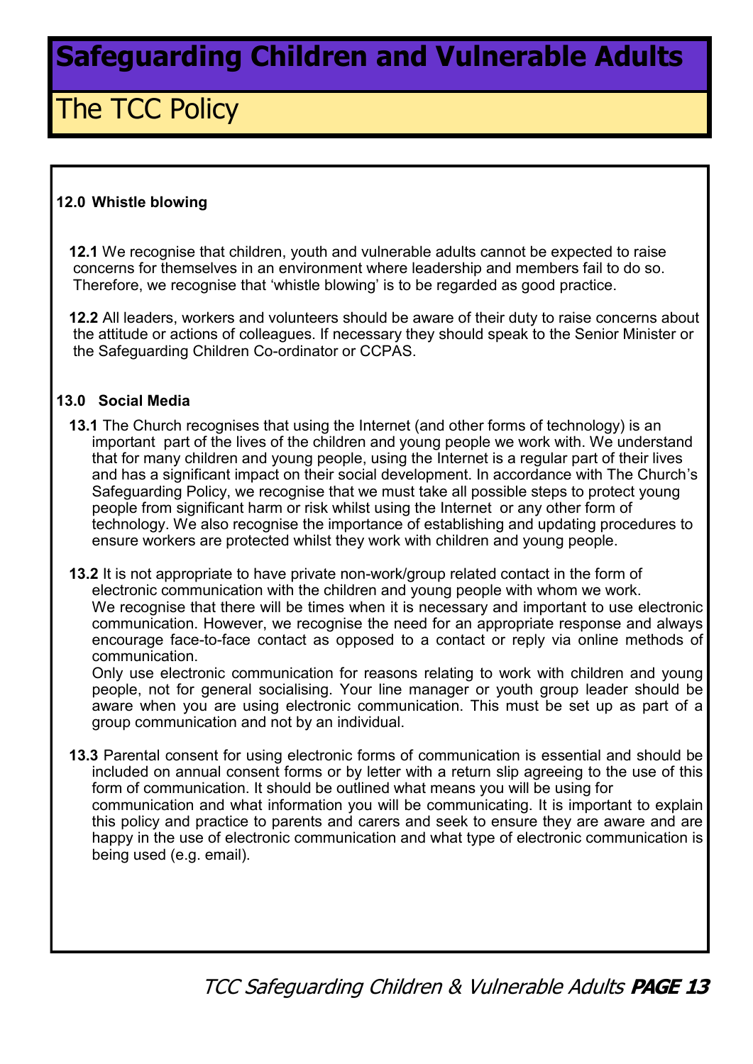## 12.0 Whistle blowing

**12.1** We recognise that children, youth and vulnerable adults cannot be expected to raise concerns for themselves in an environment where leadership and members fail to do so. Therefore, we recognise that 'whistle blowing' is to be regarded as good practice.

**12.2** All leaders, workers and volunteers should be aware of their duty to raise concerns about the attitude or actions of colleagues. If necessary they should speak to the Senior Minister or the Safeguarding Children Co-ordinator or CCPAS.

## 13.0 Social Media

**13.1** The Church recognises that using the Internet (and other forms of technology) is an important part of the lives of the children and young people we work with. We understand that for many children and young people, using the Internet is a regular part of their lives and has a significant impact on their social development. In accordance with The Church's Safeguarding Policy, we recognise that we must take all possible steps to protect young people from significant harm or risk whilst using the Internet or any other form of technology. We also recognise the importance of establishing and updating procedures to ensure workers are protected whilst they work with children and young people.

**13.2** It is not appropriate to have private non-work/group related contact in the form of electronic communication with the children and young people with whom we work.
We recognise that there will be times when it is necessary and important to use electronic communication. However, we recognise the need for an appropriate response and always encourage face-to-face contact as opposed to a contact or reply via online methods of communication.
Only use electronic communication for reasons relating to work with children and young people, not for general socialising. Your line manager or youth group leader should be aware when you are using electronic communication. This must be set up as part of a group communication and not by an individual.

**13.3** Parental consent for using electronic forms of communication is essential and should be included on annual consent forms or by letter with a return slip agreeing to the use of this form of communication. It should be outlined what means you will be using for communication and what information you will be communicating. It is important to explain this policy and practice to parents and carers and seek to ensure they are aware and are happy in the use of electronic communication and what type of electronic communication is being used (e.g. email).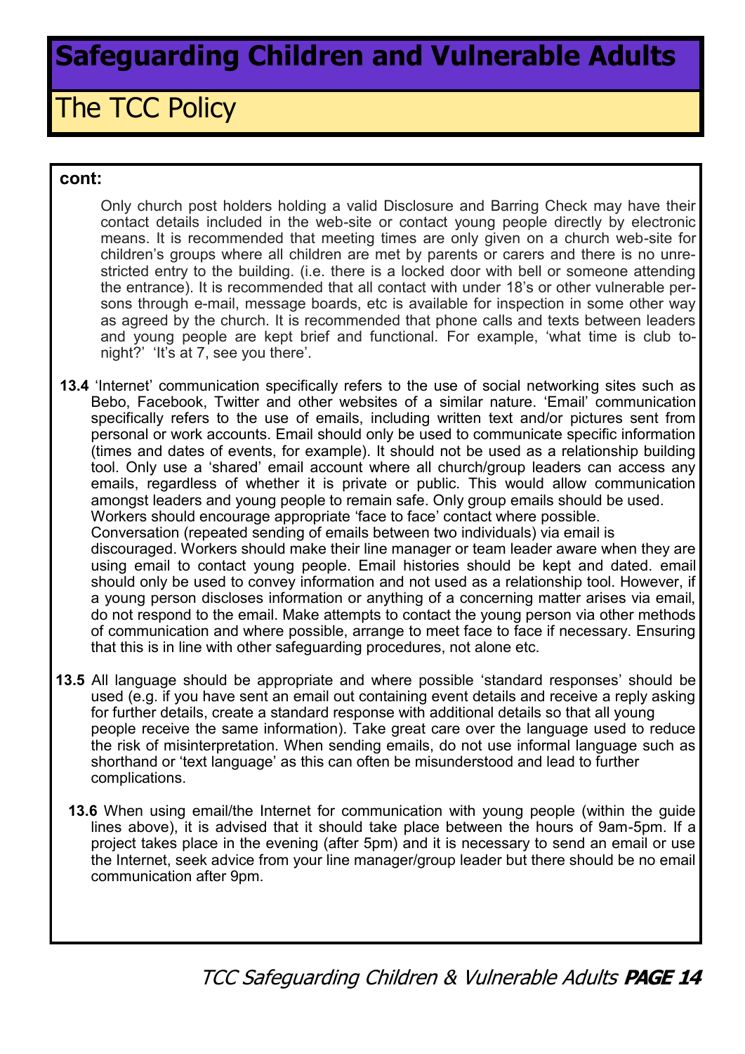# Safeguarding Children and Vulnerable Adults

## The TCC Policy

**cont:**

Only church post holders holding a valid Disclosure and Barring Check may have their contact details included in the web-site or contact young people directly by electronic means. It is recommended that meeting times are only given on a church web-site for children's groups where all children are met by parents or carers and there is no unrestricted entry to the building. (i.e. there is a locked door with bell or someone attending the entrance). It is recommended that all contact with under 18's or other vulnerable persons through e-mail, message boards, etc is available for inspection in some other way as agreed by the church. It is recommended that phone calls and texts between leaders and young people are kept brief and functional. For example, 'what time is club tonight?' 'It's at 7, see you there'.

**13.4** 'Internet' communication specifically refers to the use of social networking sites such as Bebo, Facebook, Twitter and other websites of a similar nature. 'Email' communication specifically refers to the use of emails, including written text and/or pictures sent from personal or work accounts. Email should only be used to communicate specific information (times and dates of events, for example). It should not be used as a relationship building tool. Only use a 'shared' email account where all church/group leaders can access any emails, regardless of whether it is private or public. This would allow communication amongst leaders and young people to remain safe. Only group emails should be used. Workers should encourage appropriate 'face to face' contact where possible. Conversation (repeated sending of emails between two individuals) via email is discouraged. Workers should make their line manager or team leader aware when they are using email to contact young people. Email histories should be kept and dated. email should only be used to convey information and not used as a relationship tool. However, if a young person discloses information or anything of a concerning matter arises via email, do not respond to the email. Make attempts to contact the young person via other methods of communication and where possible, arrange to meet face to face if necessary. Ensuring that this is in line with other safeguarding procedures, not alone etc.

**13.5** All language should be appropriate and where possible 'standard responses' should be used (e.g. if you have sent an email out containing event details and receive a reply asking for further details, create a standard response with additional details so that all young people receive the same information). Take great care over the language used to reduce the risk of misinterpretation. When sending emails, do not use informal language such as shorthand or 'text language' as this can often be misunderstood and lead to further complications.

**13.6** When using email/the Internet for communication with young people (within the guide lines above), it is advised that it should take place between the hours of 9am-5pm. If a project takes place in the evening (after 5pm) and it is necessary to send an email or use the Internet, seek advice from your line manager/group leader but there should be no email communication after 9pm.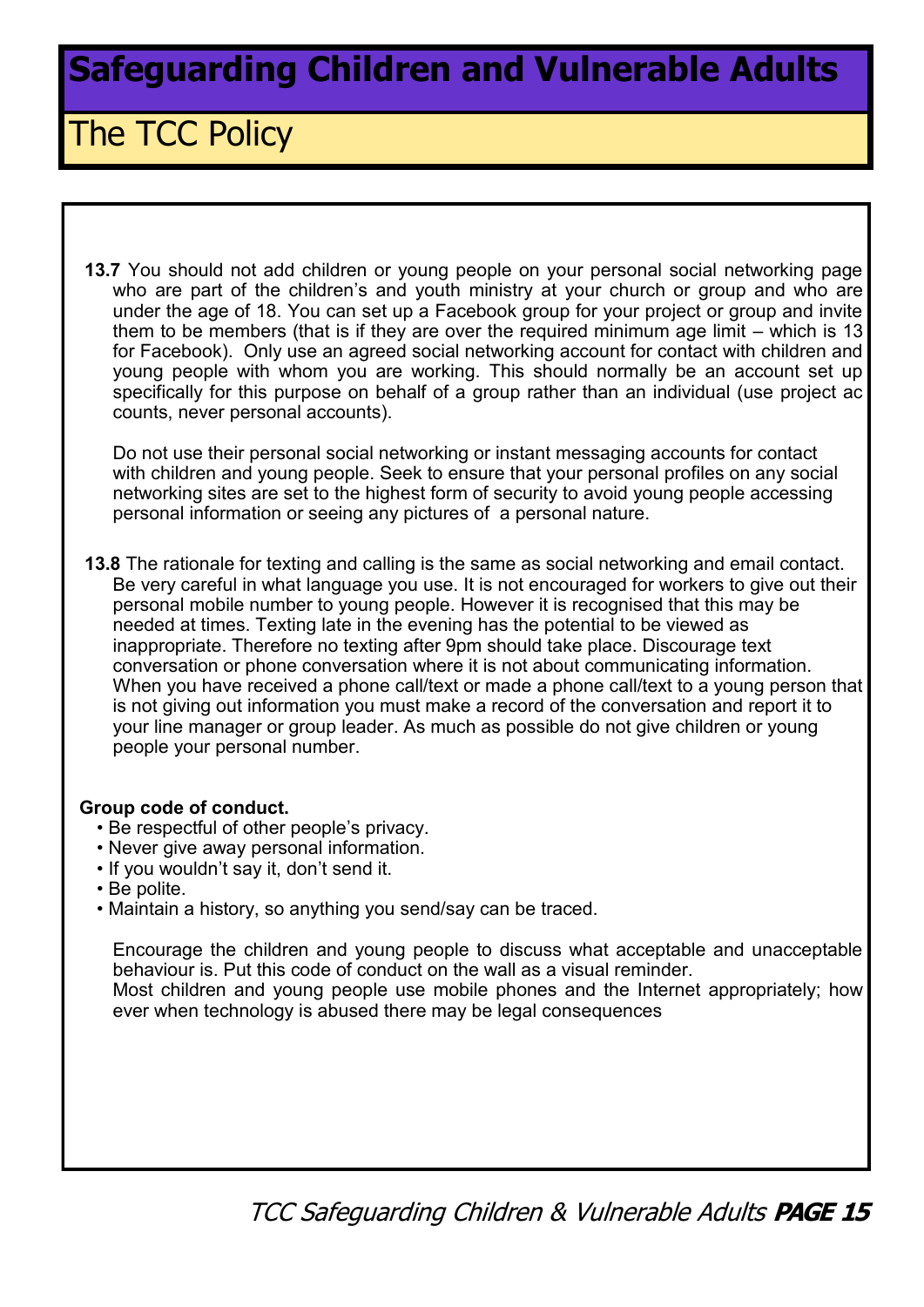**13.7** You should not add children or young people on your personal social networking page who are part of the children's and youth ministry at your church or group and who are under the age of 18. You can set up a Facebook group for your project or group and invite them to be members (that is if they are over the required minimum age limit – which is 13 for Facebook). Only use an agreed social networking account for contact with children and young people with whom you are working. This should normally be an account set up specifically for this purpose on behalf of a group rather than an individual (use project ac counts, never personal accounts).

Do not use their personal social networking or instant messaging accounts for contact with children and young people. Seek to ensure that your personal profiles on any social networking sites are set to the highest form of security to avoid young people accessing personal information or seeing any pictures of a personal nature.

**13.8** The rationale for texting and calling is the same as social networking and email contact. Be very careful in what language you use. It is not encouraged for workers to give out their personal mobile number to young people. However it is recognised that this may be needed at times. Texting late in the evening has the potential to be viewed as inappropriate. Therefore no texting after 9pm should take place. Discourage text conversation or phone conversation where it is not about communicating information. When you have received a phone call/text or made a phone call/text to a young person that is not giving out information you must make a record of the conversation and report it to your line manager or group leader. As much as possible do not give children or young people your personal number.

**Group code of conduct.**

- Be respectful of other people's privacy.
- Never give away personal information.
- If you wouldn't say it, don't send it.
- Be polite.
- Maintain a history, so anything you send/say can be traced.

Encourage the children and young people to discuss what acceptable and unacceptable behaviour is. Put this code of conduct on the wall as a visual reminder.
Most children and young people use mobile phones and the Internet appropriately; how ever when technology is abused there may be legal consequences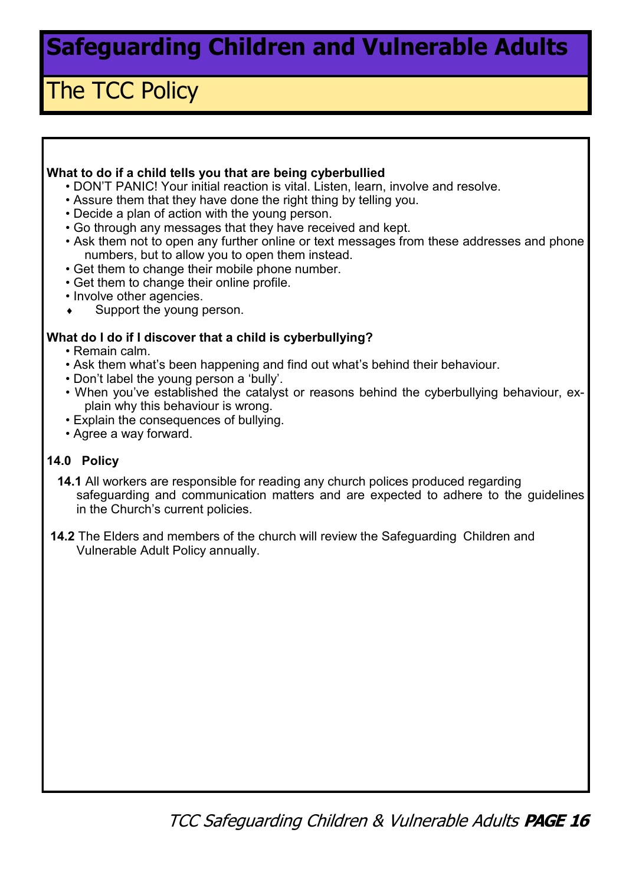**What to do if a child tells you that are being cyberbullied**

- DON'T PANIC! Your initial reaction is vital. Listen, learn, involve and resolve.
- Assure them that they have done the right thing by telling you.
- Decide a plan of action with the young person.
- Go through any messages that they have received and kept.
- Ask them not to open any further online or text messages from these addresses and phone numbers, but to allow you to open them instead.
- Get them to change their mobile phone number.
- Get them to change their online profile.
- Involve other agencies.
- Support the young person.

**What do I do if I discover that a child is cyberbullying?**

- Remain calm.
- Ask them what's been happening and find out what's behind their behaviour.
- Don't label the young person a 'bully'.
- When you've established the catalyst or reasons behind the cyberbullying behaviour, explain why this behaviour is wrong.
- Explain the consequences of bullying.
- Agree a way forward.

**14.0 Policy**

**14.1** All workers are responsible for reading any church polices produced regarding safeguarding and communication matters and are expected to adhere to the guidelines in the Church's current policies.

**14.2** The Elders and members of the church will review the Safeguarding Children and Vulnerable Adult Policy annually.